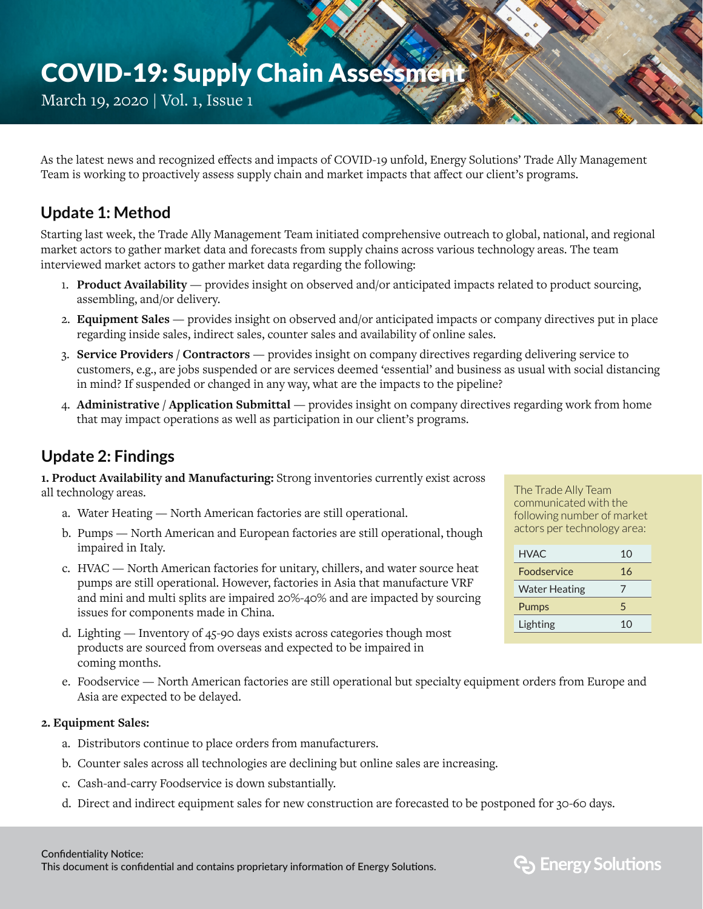# COVID-19: Supply Chain Assessment

March 19, 2020 | Vol. 1, Issue 1

As the latest news and recognized effects and impacts of COVID-19 unfold, Energy Solutions' Trade Ally Management Team is working to proactively assess supply chain and market impacts that affect our client's programs.

## Update 1: Method

Starting last week, the Trade Ally Management Team initiated comprehensive outreach to global, national, and regional market actors to gather market data and forecasts from supply chains across various technology areas. The team interviewed market actors to gather market data regarding the following:

1. **Product Availability** — provides insight on observed and/or anticipated impacts related to product sourcing, assembling, and/or delivery.
2. **Equipment Sales** — provides insight on observed and/or anticipated impacts or company directives put in place regarding inside sales, indirect sales, counter sales and availability of online sales.
3. **Service Providers / Contractors** — provides insight on company directives regarding delivering service to customers, e.g., are jobs suspended or are services deemed 'essential' and business as usual with social distancing in mind? If suspended or changed in any way, what are the impacts to the pipeline?
4. **Administrative / Application Submittal** — provides insight on company directives regarding work from home that may impact operations as well as participation in our client's programs.

## Update 2: Findings

**1. Product Availability and Manufacturing:** Strong inventories currently exist across all technology areas.

a. Water Heating — North American factories are still operational.

b. Pumps — North American and European factories are still operational, though impaired in Italy.

c. HVAC — North American factories for unitary, chillers, and water source heat pumps are still operational. However, factories in Asia that manufacture VRF and mini and multi splits are impaired 20%-40% and are impacted by sourcing issues for components made in China.

d. Lighting — Inventory of 45-90 days exists across categories though most products are sourced from overseas and expected to be impaired in coming months.

e. Foodservice — North American factories are still operational but specialty equipment orders from Europe and Asia are expected to be delayed.

The Trade Ally Team communicated with the following number of market actors per technology area:

| Technology Area | Market Actors |
| --- | --- |
| HVAC | 10 |
| Foodservice | 16 |
| Water Heating | 7 |
| Pumps | 5 |
| Lighting | 10 |

**2. Equipment Sales:**

a. Distributors continue to place orders from manufacturers.

b. Counter sales across all technologies are declining but online sales are increasing.

c. Cash-and-carry Foodservice is down substantially.

d. Direct and indirect equipment sales for new construction are forecasted to be postponed for 30-60 days.

Confidentiality Notice:
This document is confidential and contains proprietary information of Energy Solutions.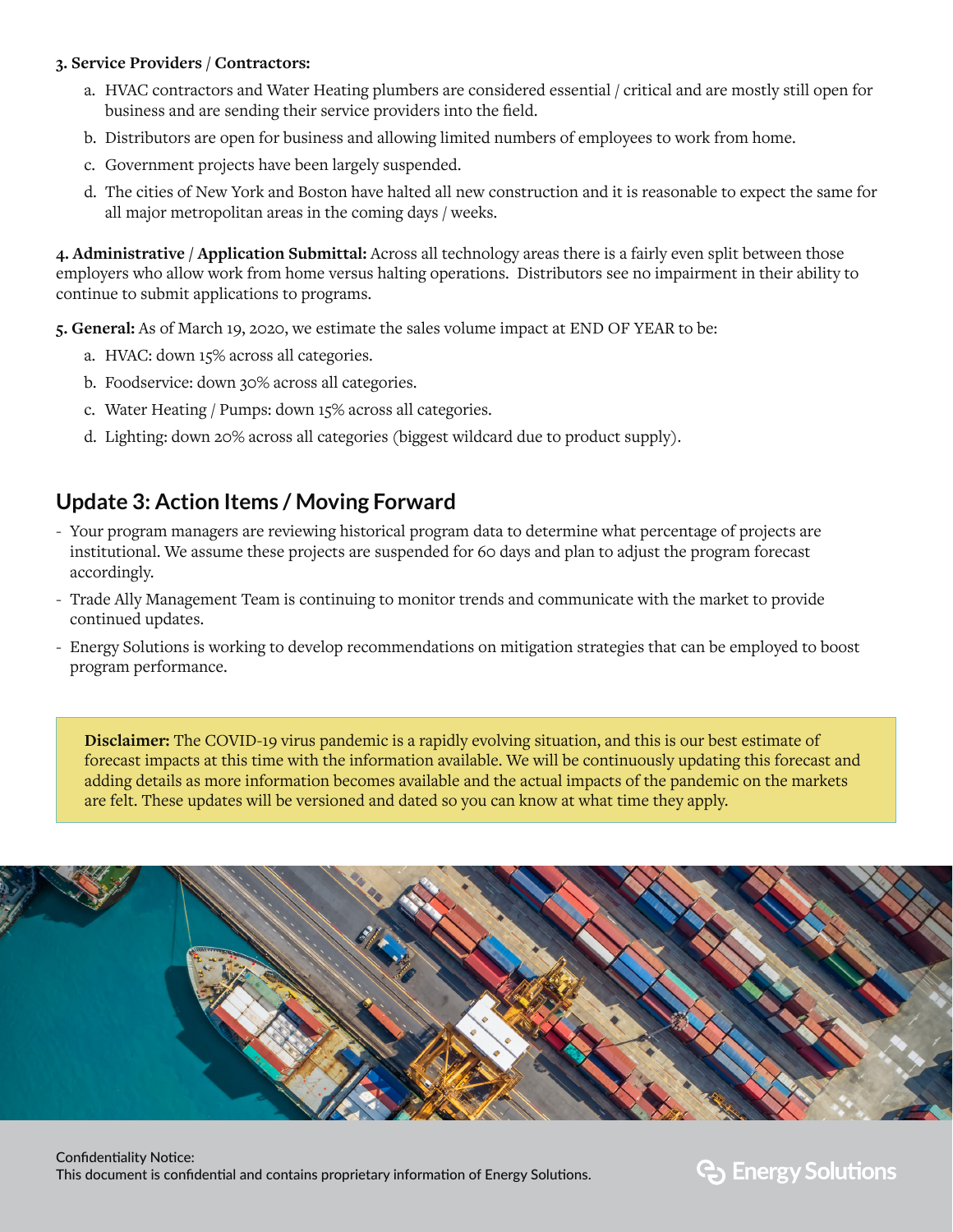**3. Service Providers / Contractors:**

a. HVAC contractors and Water Heating plumbers are considered essential / critical and are mostly still open for business and are sending their service providers into the field.

b. Distributors are open for business and allowing limited numbers of employees to work from home.

c. Government projects have been largely suspended.

d. The cities of New York and Boston have halted all new construction and it is reasonable to expect the same for all major metropolitan areas in the coming days / weeks.

**4. Administrative / Application Submittal:** Across all technology areas there is a fairly even split between those employers who allow work from home versus halting operations. Distributors see no impairment in their ability to continue to submit applications to programs.

**5. General:** As of March 19, 2020, we estimate the sales volume impact at END OF YEAR to be:

a. HVAC: down 15% across all categories.

b. Foodservice: down 30% across all categories.

c. Water Heating / Pumps: down 15% across all categories.

d. Lighting: down 20% across all categories (biggest wildcard due to product supply).

## Update 3: Action Items / Moving Forward

- Your program managers are reviewing historical program data to determine what percentage of projects are institutional. We assume these projects are suspended for 60 days and plan to adjust the program forecast accordingly.
- Trade Ally Management Team is continuing to monitor trends and communicate with the market to provide continued updates.
- Energy Solutions is working to develop recommendations on mitigation strategies that can be employed to boost program performance.

**Disclaimer:** The COVID-19 virus pandemic is a rapidly evolving situation, and this is our best estimate of forecast impacts at this time with the information available. We will be continuously updating this forecast and adding details as more information becomes available and the actual impacts of the pandemic on the markets are felt. These updates will be versioned and dated so you can know at what time they apply.

Confidentiality Notice:
This document is confidential and contains proprietary information of Energy Solutions.